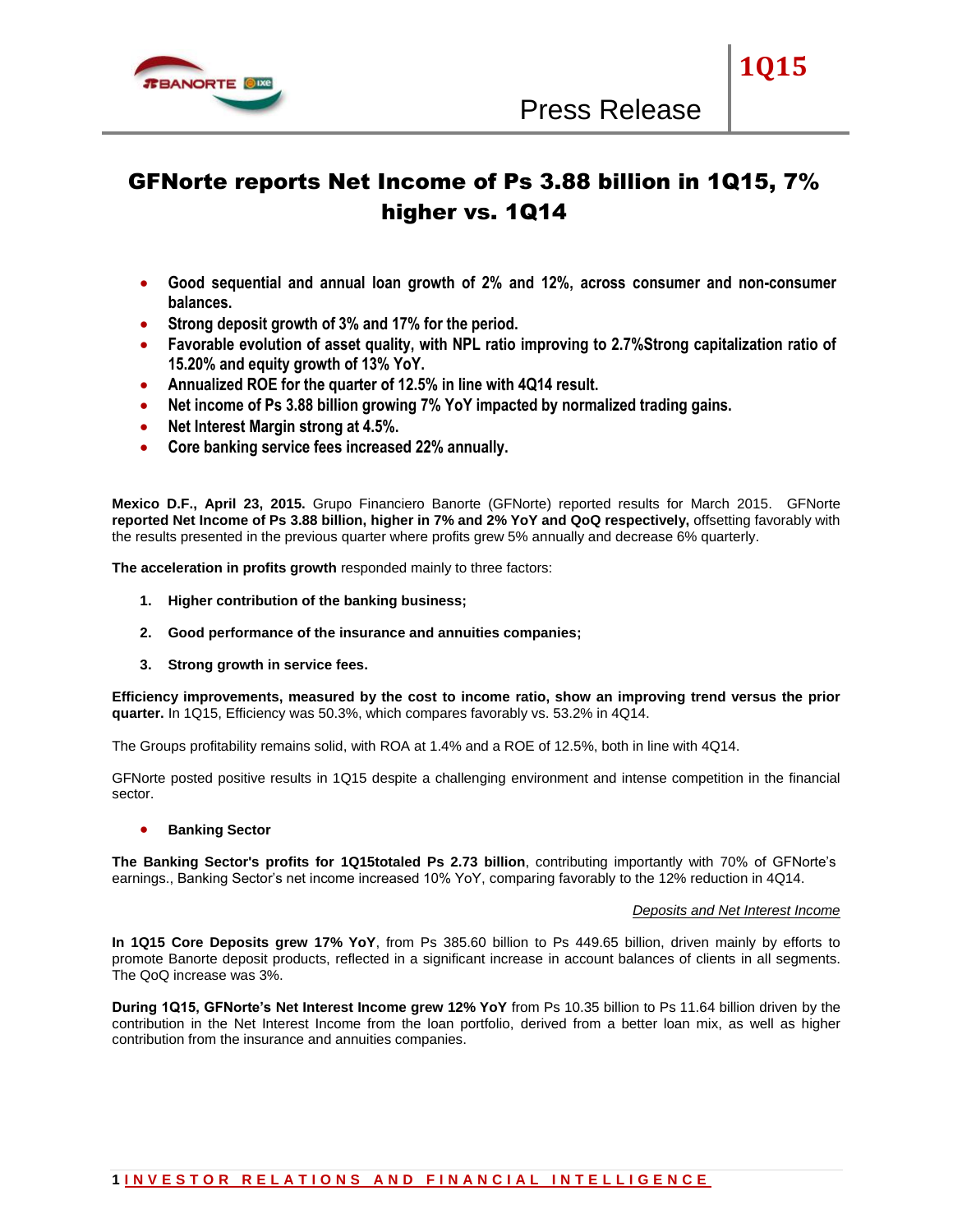# GFNorte reports Net Income of Ps 3.88 billion in 1Q15, 7% higher vs. 1Q14

- **Good sequential and annual loan growth of 2% and 12%, across consumer and non-consumer balances.**
- **Strong deposit growth of 3% and 17% for the period.**
- **Favorable evolution of asset quality, with NPL ratio improving to 2.7%Strong capitalization ratio of 15.20% and equity growth of 13% YoY.**
- **Annualized ROE for the quarter of 12.5% in line with 4Q14 result.**
- **Net income of Ps 3.88 billion growing 7% YoY impacted by normalized trading gains.**
- **Net Interest Margin strong at 4.5%.**
- **Core banking service fees increased 22% annually.**

**Mexico D.F., April 23, 2015.** Grupo Financiero Banorte (GFNorte) reported results for March 2015. GFNorte **reported Net Income of Ps 3.88 billion, higher in 7% and 2% YoY and QoQ respectively,** offsetting favorably with the results presented in the previous quarter where profits grew 5% annually and decrease 6% quarterly.

**The acceleration in profits growth** responded mainly to three factors:

1. **Higher contribution of the banking business;**
2. **Good performance of the insurance and annuities companies;**
3. **Strong growth in service fees.**

**Efficiency improvements, measured by the cost to income ratio, show an improving trend versus the prior quarter.** In 1Q15, Efficiency was 50.3%, which compares favorably vs. 53.2% in 4Q14.

The Groups profitability remains solid, with ROA at 1.4% and a ROE of 12.5%, both in line with 4Q14.

GFNorte posted positive results in 1Q15 despite a challenging environment and intense competition in the financial sector.

- **Banking Sector**

**The Banking Sector's profits for 1Q15totaled Ps 2.73 billion**, contributing importantly with 70% of GFNorte's earnings., Banking Sector's net income increased 10% YoY, comparing favorably to the 12% reduction in 4Q14.

*Deposits and Net Interest Income*

**In 1Q15 Core Deposits grew 17% YoY**, from Ps 385.60 billion to Ps 449.65 billion, driven mainly by efforts to promote Banorte deposit products, reflected in a significant increase in account balances of clients in all segments. The QoQ increase was 3%.

**During 1Q15, GFNorte's Net Interest Income grew 12% YoY** from Ps 10.35 billion to Ps 11.64 billion driven by the contribution in the Net Interest Income from the loan portfolio, derived from a better loan mix, as well as higher contribution from the insurance and annuities companies.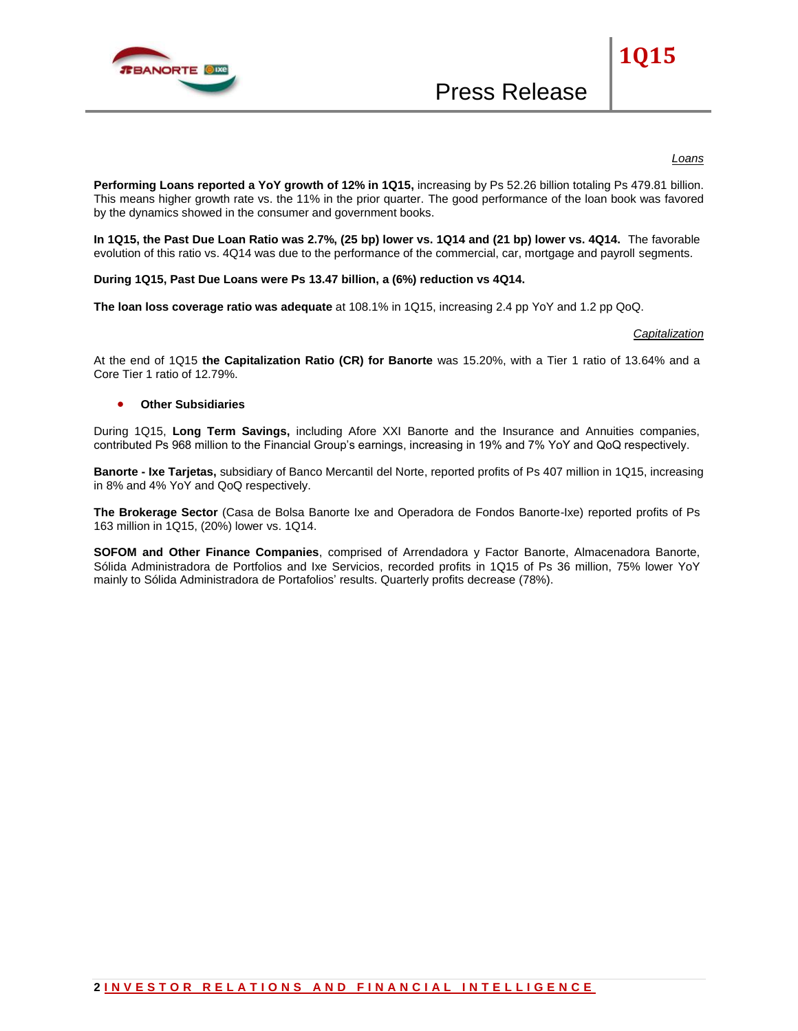*Loans*

**Performing Loans reported a YoY growth of 12% in 1Q15,** increasing by Ps 52.26 billion totaling Ps 479.81 billion. This means higher growth rate vs. the 11% in the prior quarter. The good performance of the loan book was favored by the dynamics showed in the consumer and government books.

**In 1Q15, the Past Due Loan Ratio was 2.7%, (25 bp) lower vs. 1Q14 and (21 bp) lower vs. 4Q14.** The favorable evolution of this ratio vs. 4Q14 was due to the performance of the commercial, car, mortgage and payroll segments.

**During 1Q15, Past Due Loans were Ps 13.47 billion, a (6%) reduction vs 4Q14.**

**The loan loss coverage ratio was adequate** at 108.1% in 1Q15, increasing 2.4 pp YoY and 1.2 pp QoQ.

*Capitalization*

At the end of 1Q15 **the Capitalization Ratio (CR) for Banorte** was 15.20%, with a Tier 1 ratio of 13.64% and a Core Tier 1 ratio of 12.79%.

- **Other Subsidiaries**

During 1Q15, **Long Term Savings,** including Afore XXI Banorte and the Insurance and Annuities companies, contributed Ps 968 million to the Financial Group's earnings, increasing in 19% and 7% YoY and QoQ respectively.

**Banorte - Ixe Tarjetas,** subsidiary of Banco Mercantil del Norte, reported profits of Ps 407 million in 1Q15, increasing in 8% and 4% YoY and QoQ respectively.

**The Brokerage Sector** (Casa de Bolsa Banorte Ixe and Operadora de Fondos Banorte-Ixe) reported profits of Ps 163 million in 1Q15, (20%) lower vs. 1Q14.

**SOFOM and Other Finance Companies**, comprised of Arrendadora y Factor Banorte, Almacenadora Banorte, Sólida Administradora de Portfolios and Ixe Servicios, recorded profits in 1Q15 of Ps 36 million, 75% lower YoY mainly to Sólida Administradora de Portafolios' results. Quarterly profits decrease (78%).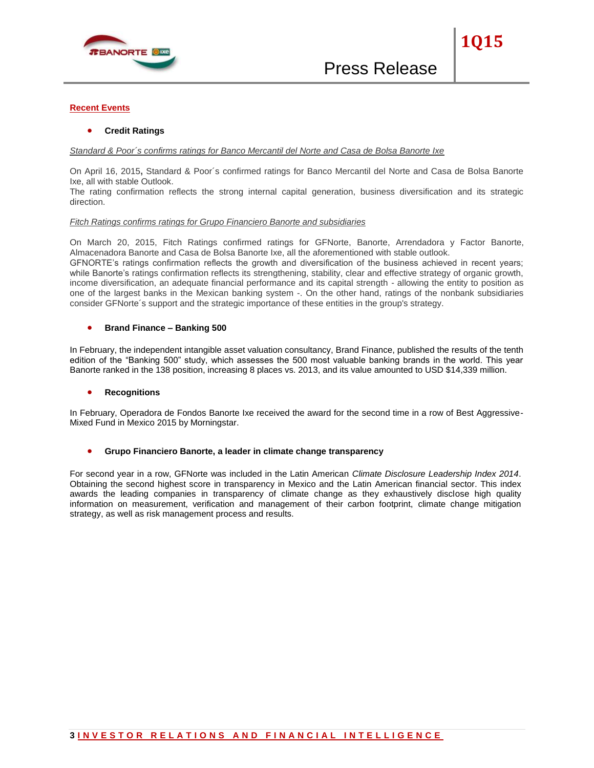## Recent Events

- **Credit Ratings**

*Standard & Poor´s confirms ratings for Banco Mercantil del Norte and Casa de Bolsa Banorte Ixe*

On April 16, 2015**,** Standard & Poor´s confirmed ratings for Banco Mercantil del Norte and Casa de Bolsa Banorte Ixe, all with stable Outlook.
The rating confirmation reflects the strong internal capital generation, business diversification and its strategic direction.

*Fitch Ratings confirms ratings for Grupo Financiero Banorte and subsidiaries*

On March 20, 2015, Fitch Ratings confirmed ratings for GFNorte, Banorte, Arrendadora y Factor Banorte, Almacenadora Banorte and Casa de Bolsa Banorte Ixe, all the aforementioned with stable outlook.
GFNORTE's ratings confirmation reflects the growth and diversification of the business achieved in recent years; while Banorte's ratings confirmation reflects its strengthening, stability, clear and effective strategy of organic growth, income diversification, an adequate financial performance and its capital strength - allowing the entity to position as one of the largest banks in the Mexican banking system -. On the other hand, ratings of the nonbank subsidiaries consider GFNorte´s support and the strategic importance of these entities in the group's strategy.

- **Brand Finance – Banking 500**

In February, the independent intangible asset valuation consultancy, Brand Finance, published the results of the tenth edition of the "Banking 500" study, which assesses the 500 most valuable banking brands in the world. This year Banorte ranked in the 138 position, increasing 8 places vs. 2013, and its value amounted to USD $14,339 million.

- **Recognitions**

In February, Operadora de Fondos Banorte Ixe received the award for the second time in a row of Best Aggressive-Mixed Fund in Mexico 2015 by Morningstar.

- **Grupo Financiero Banorte, a leader in climate change transparency**

For second year in a row, GFNorte was included in the Latin American *Climate Disclosure Leadership Index 2014*. Obtaining the second highest score in transparency in Mexico and the Latin American financial sector. This index awards the leading companies in transparency of climate change as they exhaustively disclose high quality information on measurement, verification and management of their carbon footprint, climate change mitigation strategy, as well as risk management process and results.